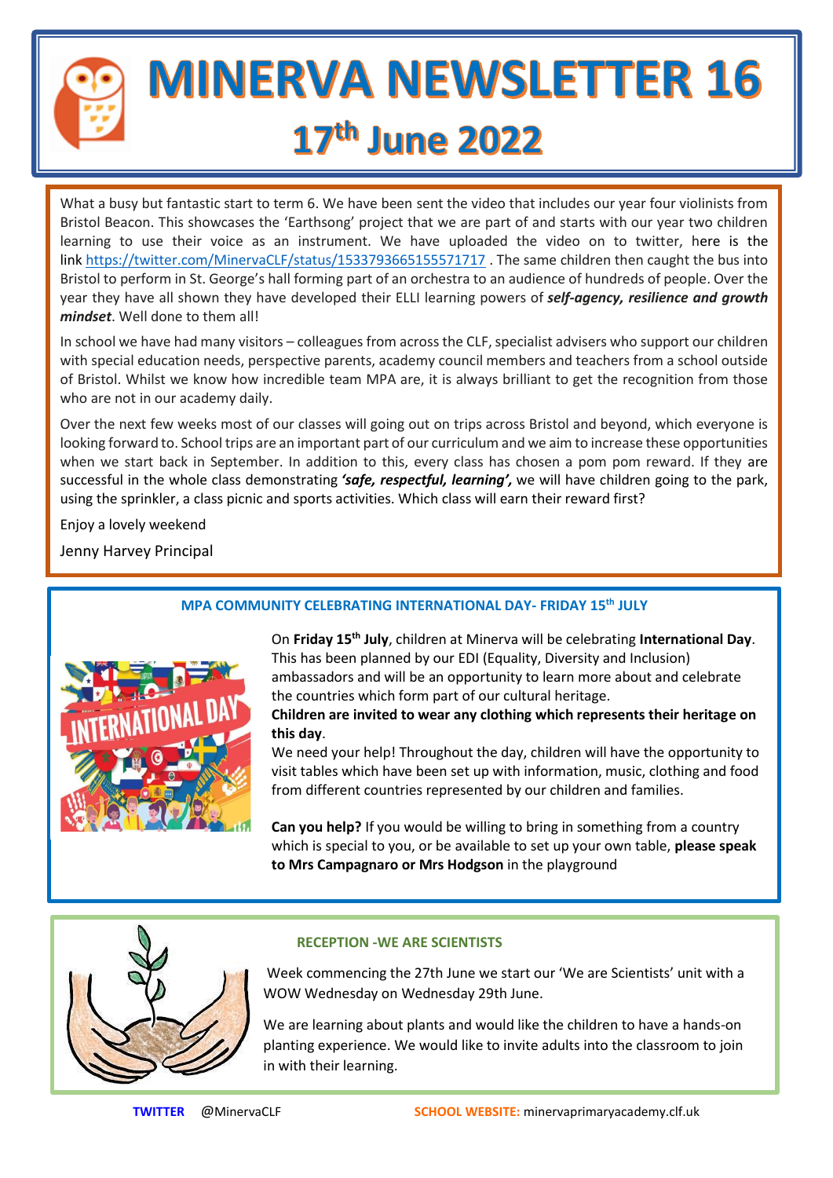# MINERVA NEWSLETTER 16

## 17th June 2022

What a busy but fantastic start to term 6. We have been sent the video that includes our year four violinists from Bristol Beacon. This showcases the 'Earthsong' project that we are part of and starts with our year two children learning to use their voice as an instrument. We have uploaded the video on to twitter, here is the link https://twitter.com/MinervaCLF/status/1533793665155571717 . The same children then caught the bus into Bristol to perform in St. George's hall forming part of an orchestra to an audience of hundreds of people. Over the year they have all shown they have developed their ELLI learning powers of ***self-agency, resilience and growth mindset***. Well done to them all!

In school we have had many visitors – colleagues from across the CLF, specialist advisers who support our children with special education needs, perspective parents, academy council members and teachers from a school outside of Bristol. Whilst we know how incredible team MPA are, it is always brilliant to get the recognition from those who are not in our academy daily.

Over the next few weeks most of our classes will going out on trips across Bristol and beyond, which everyone is looking forward to. School trips are an important part of our curriculum and we aim to increase these opportunities when we start back in September. In addition to this, every class has chosen a pom pom reward. If they are successful in the whole class demonstrating ***'safe, respectful, learning',*** we will have children going to the park, using the sprinkler, a class picnic and sports activities. Which class will earn their reward first?

Enjoy a lovely weekend

Jenny Harvey Principal

### MPA COMMUNITY CELEBRATING INTERNATIONAL DAY- FRIDAY 15th JULY

On **Friday 15th July**, children at Minerva will be celebrating **International Day**. This has been planned by our EDI (Equality, Diversity and Inclusion) ambassadors and will be an opportunity to learn more about and celebrate the countries which form part of our cultural heritage.

**Children are invited to wear any clothing which represents their heritage on this day**.

We need your help! Throughout the day, children will have the opportunity to visit tables which have been set up with information, music, clothing and food from different countries represented by our children and families.

**Can you help?** If you would be willing to bring in something from a country which is special to you, or be available to set up your own table, **please speak to Mrs Campagnaro or Mrs Hodgson** in the playground

### RECEPTION -WE ARE SCIENTISTS

Week commencing the 27th June we start our 'We are Scientists' unit with a WOW Wednesday on Wednesday 29th June.

We are learning about plants and would like the children to have a hands-on planting experience. We would like to invite adults into the classroom to join in with their learning.

**TWITTER** @MinervaCLF **SCHOOL WEBSITE:** minervaprimaryacademy.clf.uk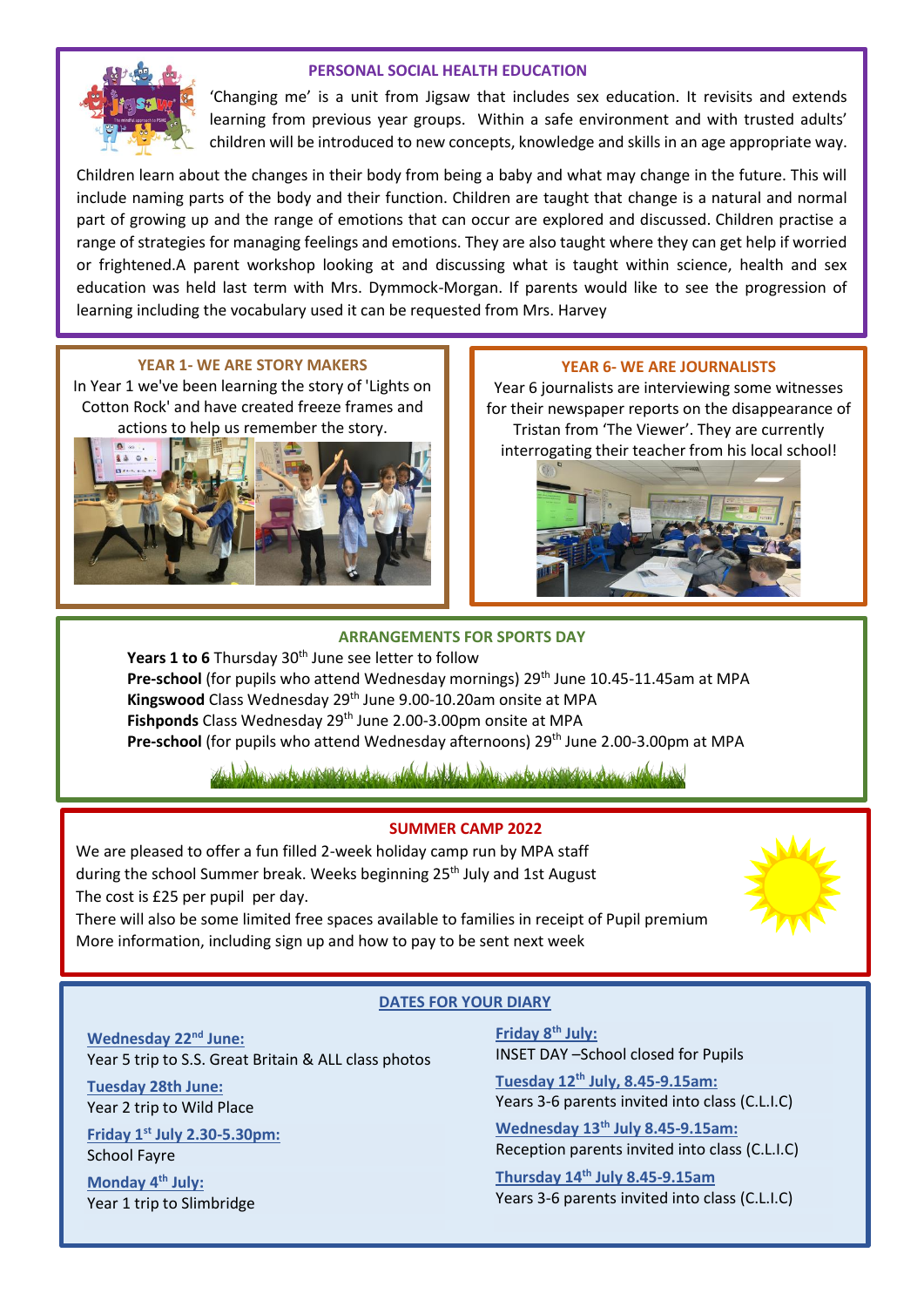## PERSONAL SOCIAL HEALTH EDUCATION

'Changing me' is a unit from Jigsaw that includes sex education. It revisits and extends learning from previous year groups. Within a safe environment and with trusted adults' children will be introduced to new concepts, knowledge and skills in an age appropriate way.

Children learn about the changes in their body from being a baby and what may change in the future. This will include naming parts of the body and their function. Children are taught that change is a natural and normal part of growing up and the range of emotions that can occur are explored and discussed. Children practise a range of strategies for managing feelings and emotions. They are also taught where they can get help if worried or frightened.A parent workshop looking at and discussing what is taught within science, health and sex education was held last term with Mrs. Dymmock-Morgan. If parents would like to see the progression of learning including the vocabulary used it can be requested from Mrs. Harvey

## YEAR 1- WE ARE STORY MAKERS

In Year 1 we've been learning the story of 'Lights on Cotton Rock' and have created freeze frames and actions to help us remember the story.

## YEAR 6- WE ARE JOURNALISTS

Year 6 journalists are interviewing some witnesses for their newspaper reports on the disappearance of Tristan from 'The Viewer'. They are currently interrogating their teacher from his local school!

## ARRANGEMENTS FOR SPORTS DAY

**Years 1 to 6** Thursday 30th June see letter to follow
**Pre-school** (for pupils who attend Wednesday mornings) 29th June 10.45-11.45am at MPA
**Kingswood** Class Wednesday 29th June 9.00-10.20am onsite at MPA
**Fishponds** Class Wednesday 29th June 2.00-3.00pm onsite at MPA
**Pre-school** (for pupils who attend Wednesday afternoons) 29th June 2.00-3.00pm at MPA

## SUMMER CAMP 2022

We are pleased to offer a fun filled 2-week holiday camp run by MPA staff during the school Summer break. Weeks beginning 25th July and 1st August
The cost is £25 per pupil per day.
There will also be some limited free spaces available to families in receipt of Pupil premium
More information, including sign up and how to pay to be sent next week

## DATES FOR YOUR DIARY

**Wednesday 22nd June:**
Year 5 trip to S.S. Great Britain & ALL class photos

**Tuesday 28th June:**
Year 2 trip to Wild Place

**Friday 1st July 2.30-5.30pm:**
School Fayre

**Monday 4th July:**
Year 1 trip to Slimbridge

**Friday 8th July:**
INSET DAY –School closed for Pupils

**Tuesday 12th July, 8.45-9.15am:**
Years 3-6 parents invited into class (C.L.I.C)

**Wednesday 13th July 8.45-9.15am:**
Reception parents invited into class (C.L.I.C)

**Thursday 14th July 8.45-9.15am**
Years 3-6 parents invited into class (C.L.I.C)